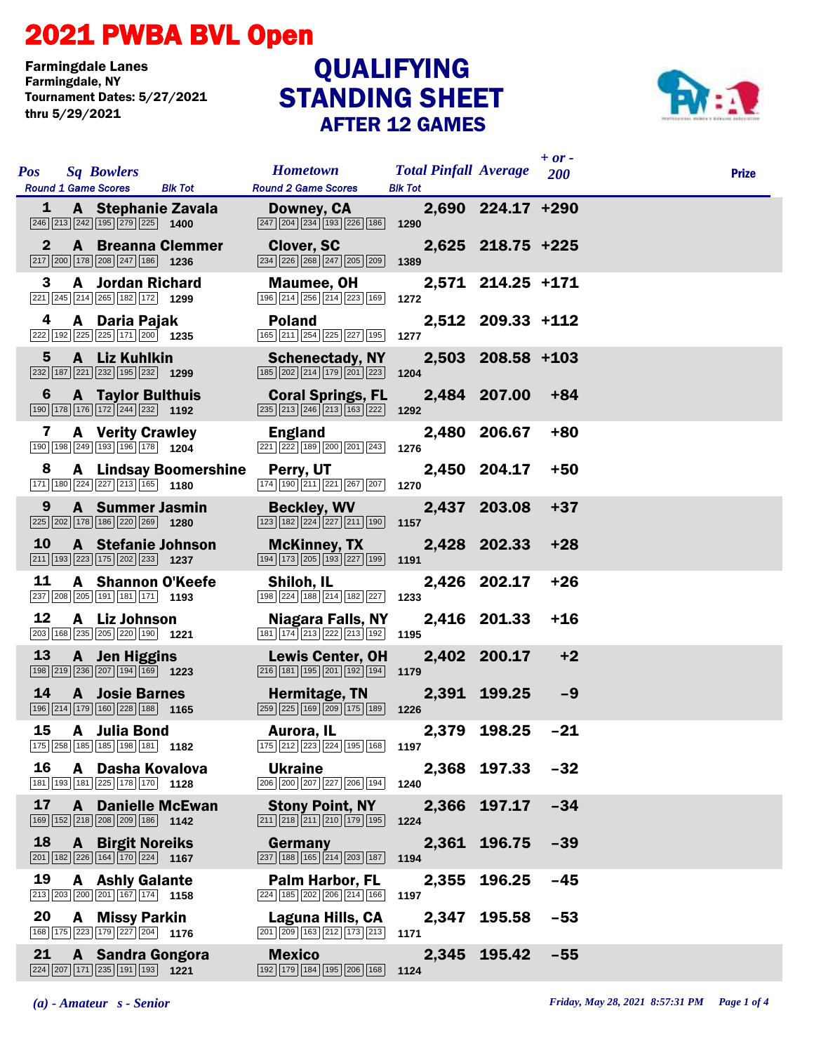# 2021 PWBA BVL Open

Farmingdale Lanes
Farmingdale, NY
Tournament Dates: 5/27/2021 thru 5/29/2021

## QUALIFYING STANDING SHEET
### AFTER 12 GAMES

| Pos | Sq | Bowlers | Hometown | Total Pinfall | Average | + or - 200 | Prize |
|---|---|---|---|---|---|---|---|
| | | Round 1 Game Scores / Blk Tot | Round 2 Game Scores / Blk Tot | | | | |
| 1 | A | Stephanie Zavala | Downey, CA | 2,690 | 224.17 | +290 | |
| | | 246 213 242 195 279 225 — 1400 | 247 204 234 193 226 186 — 1290 | | | | |
| 2 | A | Breanna Clemmer | Clover, SC | 2,625 | 218.75 | +225 | |
| | | 217 200 178 208 247 186 — 1236 | 234 226 268 247 205 209 — 1389 | | | | |
| 3 | A | Jordan Richard | Maumee, OH | 2,571 | 214.25 | +171 | |
| | | 221 245 214 265 182 172 — 1299 | 196 214 256 214 223 169 — 1272 | | | | |
| 4 | A | Daria Pajak | Poland | 2,512 | 209.33 | +112 | |
| | | 222 192 225 225 171 200 — 1235 | 165 211 254 225 227 195 — 1277 | | | | |
| 5 | A | Liz Kuhlkin | Schenectady, NY | 2,503 | 208.58 | +103 | |
| | | 232 187 221 232 195 232 — 1299 | 185 202 214 179 201 223 — 1204 | | | | |
| 6 | A | Taylor Bulthuis | Coral Springs, FL | 2,484 | 207.00 | +84 | |
| | | 190 178 176 172 244 232 — 1192 | 235 213 246 213 163 222 — 1292 | | | | |
| 7 | A | Verity Crawley | England | 2,480 | 206.67 | +80 | |
| | | 190 198 249 193 196 178 — 1204 | 221 222 189 200 201 243 — 1276 | | | | |
| 8 | A | Lindsay Boomershine | Perry, UT | 2,450 | 204.17 | +50 | |
| | | 171 180 224 227 213 165 — 1180 | 174 190 211 221 267 207 — 1270 | | | | |
| 9 | A | Summer Jasmin | Beckley, WV | 2,437 | 203.08 | +37 | |
| | | 225 202 178 186 220 269 — 1280 | 123 182 224 227 211 190 — 1157 | | | | |
| 10 | A | Stefanie Johnson | McKinney, TX | 2,428 | 202.33 | +28 | |
| | | 211 193 223 175 202 233 — 1237 | 194 173 205 193 227 199 — 1191 | | | | |
| 11 | A | Shannon O'Keefe | Shiloh, IL | 2,426 | 202.17 | +26 | |
| | | 237 208 205 191 181 171 — 1193 | 198 224 188 214 182 227 — 1233 | | | | |
| 12 | A | Liz Johnson | Niagara Falls, NY | 2,416 | 201.33 | +16 | |
| | | 203 168 235 205 220 190 — 1221 | 181 174 213 222 213 192 — 1195 | | | | |
| 13 | A | Jen Higgins | Lewis Center, OH | 2,402 | 200.17 | +2 | |
| | | 198 219 236 207 194 169 — 1223 | 216 181 195 201 192 194 — 1179 | | | | |
| 14 | A | Josie Barnes | Hermitage, TN | 2,391 | 199.25 | -9 | |
| | | 196 214 179 160 228 188 — 1165 | 259 225 169 209 175 189 — 1226 | | | | |
| 15 | A | Julia Bond | Aurora, IL | 2,379 | 198.25 | -21 | |
| | | 175 258 185 185 198 181 — 1182 | 175 212 223 224 195 168 — 1197 | | | | |
| 16 | A | Dasha Kovalova | Ukraine | 2,368 | 197.33 | -32 | |
| | | 181 193 181 225 178 170 — 1128 | 206 200 207 227 206 194 — 1240 | | | | |
| 17 | A | Danielle McEwan | Stony Point, NY | 2,366 | 197.17 | -34 | |
| | | 169 152 218 208 209 186 — 1142 | 211 218 211 210 179 195 — 1224 | | | | |
| 18 | A | Birgit Noreiks | Germany | 2,361 | 196.75 | -39 | |
| | | 201 182 226 164 170 224 — 1167 | 237 188 165 214 203 187 — 1194 | | | | |
| 19 | A | Ashly Galante | Palm Harbor, FL | 2,355 | 196.25 | -45 | |
| | | 213 203 200 201 167 174 — 1158 | 224 185 202 206 214 166 — 1197 | | | | |
| 20 | A | Missy Parkin | Laguna Hills, CA | 2,347 | 195.58 | -53 | |
| | | 168 175 223 179 227 204 — 1176 | 201 209 163 212 173 213 — 1171 | | | | |
| 21 | A | Sandra Gongora | Mexico | 2,345 | 195.42 | -55 | |
| | | 224 207 171 235 191 193 — 1221 | 192 179 184 195 206 168 — 1124 | | | | |

*(a) - Amateur s - Senior*

*Friday, May 28, 2021 8:57:31 PM*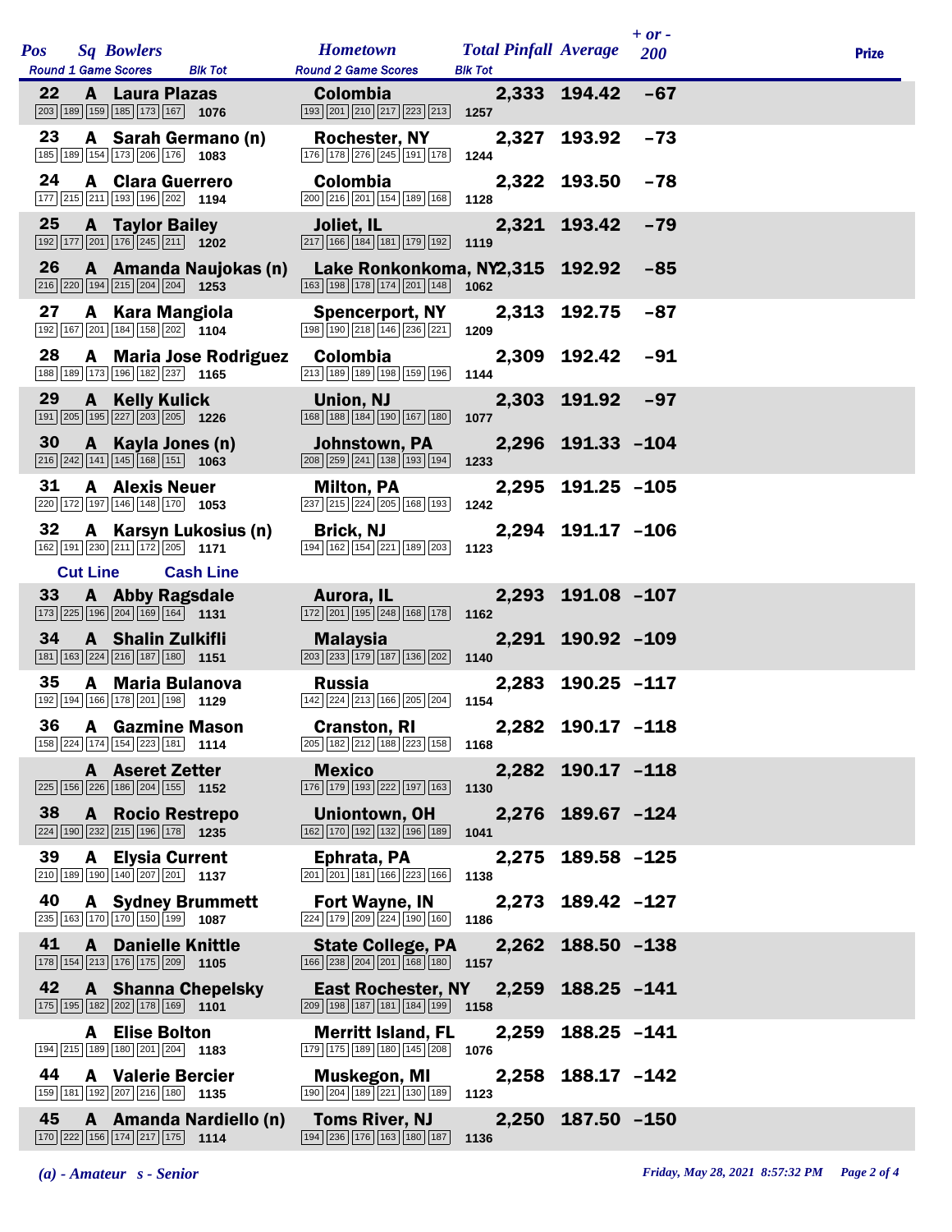| Pos | Sq | Bowlers | Round 1 Game Scores | Blk Tot | Hometown | Round 2 Game Scores | Blk Tot | Total Pinfall | Average | + or - 200 | Prize |
|---|---|---|---|---|---|---|---|---|---|---|---|
| 22 | A | Laura Plazas | 203 189 159 185 173 167 | 1076 | Colombia | 193 201 210 217 223 213 | 1257 | 2,333 | 194.42 | -67 | |
| 23 | A | Sarah Germano (n) | 185 189 154 173 206 176 | 1083 | Rochester, NY | 176 178 276 245 191 178 | 1244 | 2,327 | 193.92 | -73 | |
| 24 | A | Clara Guerrero | 177 215 211 193 196 202 | 1194 | Colombia | 200 216 201 154 189 168 | 1128 | 2,322 | 193.50 | -78 | |
| 25 | A | Taylor Bailey | 192 177 201 176 245 211 | 1202 | Joliet, IL | 217 166 184 181 179 192 | 1119 | 2,321 | 193.42 | -79 | |
| 26 | A | Amanda Naujokas (n) | 216 220 194 215 204 204 | 1253 | Lake Ronkonkoma, NY | 163 198 178 174 201 148 | 1062 | 2,315 | 192.92 | -85 | |
| 27 | A | Kara Mangiola | 192 167 201 184 158 202 | 1104 | Spencerport, NY | 198 190 218 146 236 221 | 1209 | 2,313 | 192.75 | -87 | |
| 28 | A | Maria Jose Rodriguez | 188 189 173 196 182 237 | 1165 | Colombia | 213 189 189 198 159 196 | 1144 | 2,309 | 192.42 | -91 | |
| 29 | A | Kelly Kulick | 191 205 195 227 203 205 | 1226 | Union, NJ | 168 188 184 190 167 180 | 1077 | 2,303 | 191.92 | -97 | |
| 30 | A | Kayla Jones (n) | 216 242 141 145 168 151 | 1063 | Johnstown, PA | 208 259 241 138 193 194 | 1233 | 2,296 | 191.33 | -104 | |
| 31 | A | Alexis Neuer | 220 172 197 146 148 170 | 1053 | Milton, PA | 237 215 224 205 168 193 | 1242 | 2,295 | 191.25 | -105 | |
| 32 | A | Karsyn Lukosius (n) | 162 191 230 211 172 205 | 1171 | Brick, NJ | 194 162 154 221 189 203 | 1123 | 2,294 | 191.17 | -106 | |
| | | **Cut Line** | **Cash Line** | | | | | | | | |
| 33 | A | Abby Ragsdale | 173 225 196 204 169 164 | 1131 | Aurora, IL | 172 201 195 248 168 178 | 1162 | 2,293 | 191.08 | -107 | |
| 34 | A | Shalin Zulkifli | 181 163 224 216 187 180 | 1151 | Malaysia | 203 233 179 187 136 202 | 1140 | 2,291 | 190.92 | -109 | |
| 35 | A | Maria Bulanova | 192 194 166 178 201 198 | 1129 | Russia | 142 224 213 166 205 204 | 1154 | 2,283 | 190.25 | -117 | |
| 36 | A | Gazmine Mason | 158 224 174 154 223 181 | 1114 | Cranston, RI | 205 182 212 188 223 158 | 1168 | 2,282 | 190.17 | -118 | |
| | A | Aseret Zetter | 225 156 226 186 204 155 | 1152 | Mexico | 176 179 193 222 197 163 | 1130 | 2,282 | 190.17 | -118 | |
| 38 | A | Rocio Restrepo | 224 190 232 215 196 178 | 1235 | Uniontown, OH | 162 170 192 132 196 189 | 1041 | 2,276 | 189.67 | -124 | |
| 39 | A | Elysia Current | 210 189 190 140 207 201 | 1137 | Ephrata, PA | 201 201 181 166 223 166 | 1138 | 2,275 | 189.58 | -125 | |
| 40 | A | Sydney Brummett | 235 163 170 170 150 199 | 1087 | Fort Wayne, IN | 224 179 209 224 190 160 | 1186 | 2,273 | 189.42 | -127 | |
| 41 | A | Danielle Knittle | 178 154 213 176 175 209 | 1105 | State College, PA | 166 238 204 201 168 180 | 1157 | 2,262 | 188.50 | -138 | |
| 42 | A | Shanna Chepelsky | 175 195 182 202 178 169 | 1101 | East Rochester, NY | 209 198 187 181 184 199 | 1158 | 2,259 | 188.25 | -141 | |
| | A | Elise Bolton | 194 215 189 180 201 204 | 1183 | Merritt Island, FL | 179 175 189 180 145 208 | 1076 | 2,259 | 188.25 | -141 | |
| 44 | A | Valerie Bercier | 159 181 192 207 216 180 | 1135 | Muskegon, MI | 190 204 189 221 130 189 | 1123 | 2,258 | 188.17 | -142 | |
| 45 | A | Amanda Nardiello (n) | 170 222 156 174 217 175 | 1114 | Toms River, NJ | 194 236 176 163 180 187 | 1136 | 2,250 | 187.50 | -150 | |

*(a) - Amateur s - Senior*

*Friday, May 28, 2021 8:57:32 PM*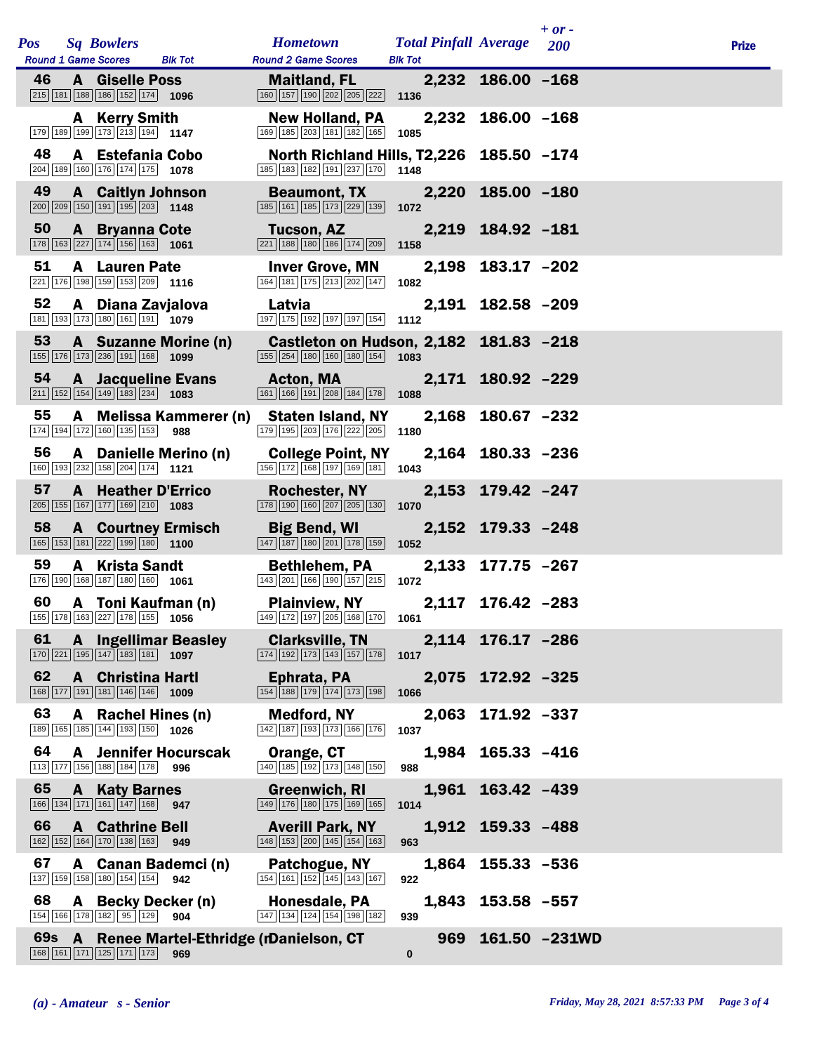| Pos | Sq | Bowlers | Hometown | Total Pinfall | Average | + or - 200 | Prize |
|---|---|---|---|---|---|---|---|
| | | Round 1 Game Scores / Blk Tot | Round 2 Game Scores / Blk Tot | | | | |
| 46 | A | Giselle Poss | Maitland, FL | 2,232 | 186.00 | -168 | |
| | | 215 181 188 186 152 174 — 1096 | 160 157 190 202 205 222 — 1136 | | | | |
| | A | Kerry Smith | New Holland, PA | 2,232 | 186.00 | -168 | |
| | | 179 189 199 173 213 194 — 1147 | 169 185 203 181 182 165 — 1085 | | | | |
| 48 | A | Estefania Cobo | North Richland Hills, T | 2,226 | 185.50 | -174 | |
| | | 204 189 160 176 174 175 — 1078 | 185 183 182 191 237 170 — 1148 | | | | |
| 49 | A | Caitlyn Johnson | Beaumont, TX | 2,220 | 185.00 | -180 | |
| | | 200 209 150 191 195 203 — 1148 | 185 161 185 173 229 139 — 1072 | | | | |
| 50 | A | Bryanna Cote | Tucson, AZ | 2,219 | 184.92 | -181 | |
| | | 178 163 227 174 156 163 — 1061 | 221 188 180 186 174 209 — 1158 | | | | |
| 51 | A | Lauren Pate | Inver Grove, MN | 2,198 | 183.17 | -202 | |
| | | 221 176 198 159 153 209 — 1116 | 164 181 175 213 202 147 — 1082 | | | | |
| 52 | A | Diana Zavjalova | Latvia | 2,191 | 182.58 | -209 | |
| | | 181 193 173 180 161 191 — 1079 | 197 175 192 197 197 154 — 1112 | | | | |
| 53 | A | Suzanne Morine (n) | Castleton on Hudson, | 2,182 | 181.83 | -218 | |
| | | 155 176 173 236 191 168 — 1099 | 155 254 180 160 180 154 — 1083 | | | | |
| 54 | A | Jacqueline Evans | Acton, MA | 2,171 | 180.92 | -229 | |
| | | 211 152 154 149 183 234 — 1083 | 161 166 191 208 184 178 — 1088 | | | | |
| 55 | A | Melissa Kammerer (n) | Staten Island, NY | 2,168 | 180.67 | -232 | |
| | | 174 194 172 160 135 153 — 988 | 179 195 203 176 222 205 — 1180 | | | | |
| 56 | A | Danielle Merino (n) | College Point, NY | 2,164 | 180.33 | -236 | |
| | | 160 193 232 158 204 174 — 1121 | 156 172 168 197 169 181 — 1043 | | | | |
| 57 | A | Heather D'Errico | Rochester, NY | 2,153 | 179.42 | -247 | |
| | | 205 155 167 177 169 210 — 1083 | 178 190 160 207 205 130 — 1070 | | | | |
| 58 | A | Courtney Ermisch | Big Bend, WI | 2,152 | 179.33 | -248 | |
| | | 165 153 181 222 199 180 — 1100 | 147 187 180 201 178 159 — 1052 | | | | |
| 59 | A | Krista Sandt | Bethlehem, PA | 2,133 | 177.75 | -267 | |
| | | 176 190 168 187 180 160 — 1061 | 143 201 166 190 157 215 — 1072 | | | | |
| 60 | A | Toni Kaufman (n) | Plainview, NY | 2,117 | 176.42 | -283 | |
| | | 155 178 163 227 178 155 — 1056 | 149 172 197 205 168 170 — 1061 | | | | |
| 61 | A | Ingellimar Beasley | Clarksville, TN | 2,114 | 176.17 | -286 | |
| | | 170 221 195 147 183 181 — 1097 | 174 192 173 143 157 178 — 1017 | | | | |
| 62 | A | Christina Hartl | Ephrata, PA | 2,075 | 172.92 | -325 | |
| | | 168 177 191 181 146 146 — 1009 | 154 188 179 174 173 198 — 1066 | | | | |
| 63 | A | Rachel Hines (n) | Medford, NY | 2,063 | 171.92 | -337 | |
| | | 189 165 185 144 193 150 — 1026 | 142 187 193 173 166 176 — 1037 | | | | |
| 64 | A | Jennifer Hocurscak | Orange, CT | 1,984 | 165.33 | -416 | |
| | | 113 177 156 188 184 178 — 996 | 140 185 192 173 148 150 — 988 | | | | |
| 65 | A | Katy Barnes | Greenwich, RI | 1,961 | 163.42 | -439 | |
| | | 166 134 171 161 147 168 — 947 | 149 176 180 175 169 165 — 1014 | | | | |
| 66 | A | Cathrine Bell | Averill Park, NY | 1,912 | 159.33 | -488 | |
| | | 162 152 164 170 138 163 — 949 | 148 153 200 145 154 163 — 963 | | | | |
| 67 | A | Canan Bademci (n) | Patchogue, NY | 1,864 | 155.33 | -536 | |
| | | 137 159 158 180 154 154 — 942 | 154 161 152 145 143 167 — 922 | | | | |
| 68 | A | Becky Decker (n) | Honesdale, PA | 1,843 | 153.58 | -557 | |
| | | 154 166 178 182 95 129 — 904 | 147 134 124 154 198 182 — 939 | | | | |
| 69s | A | Renee Martel-Ethridge (n | Danielson, CT | 969 | 161.50 | -231WD | |
| | | 168 161 171 125 171 173 — 969 | 0 | | | | |

*(a) - Amateur s - Senior*

*Friday, May 28, 2021 8:57:33 PM*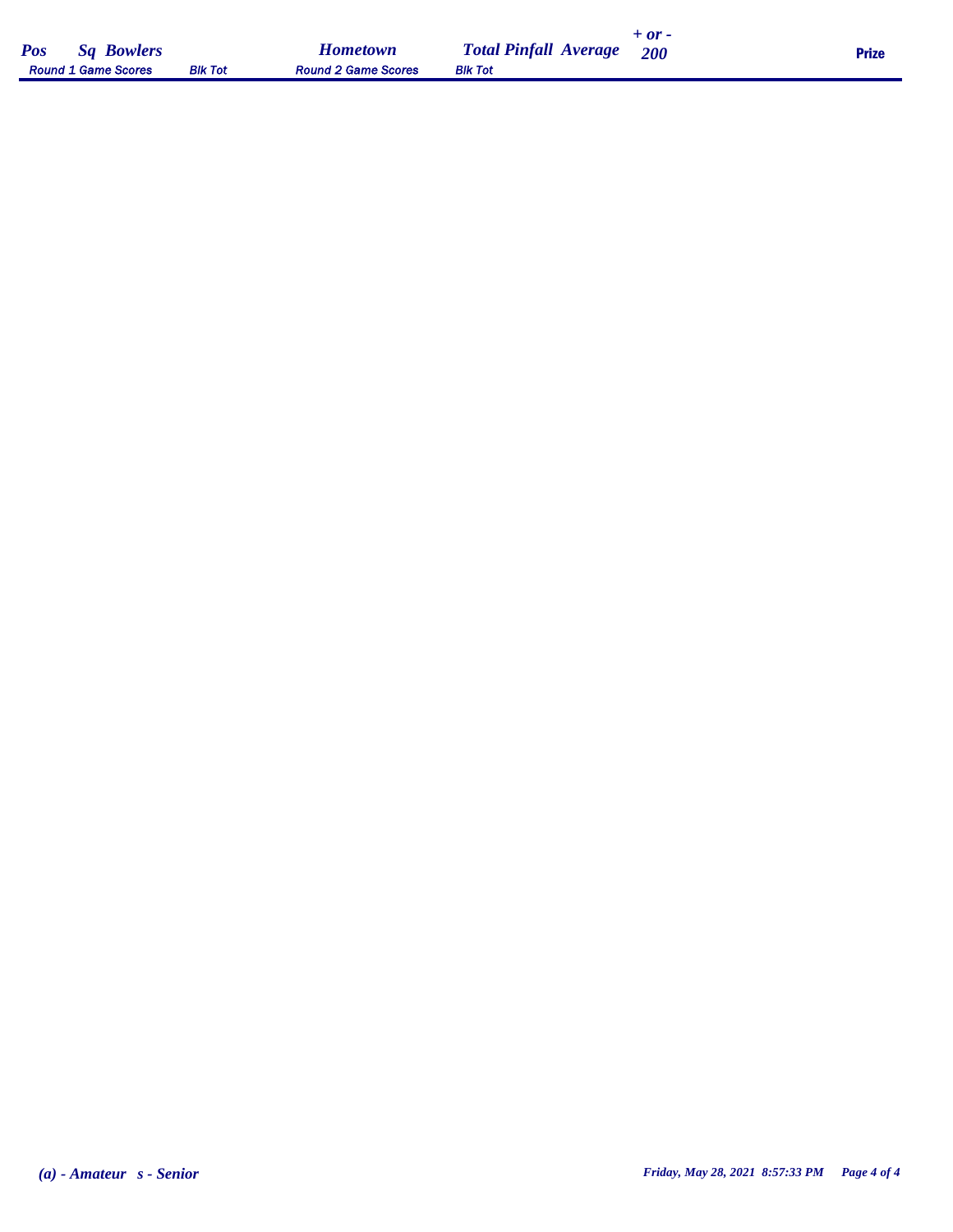| Pos | Sq | Bowlers | Hometown | Total Pinfall | Average | + or - 200 | Prize |
|---|---|---|---|---|---|---|---|
| Round 1 Game Scores | | Blk Tot | Round 2 Game Scores | Blk Tot | | | |

*(a) - Amateur s - Senior*

*Friday, May 28, 2021 8:57:33 PM*